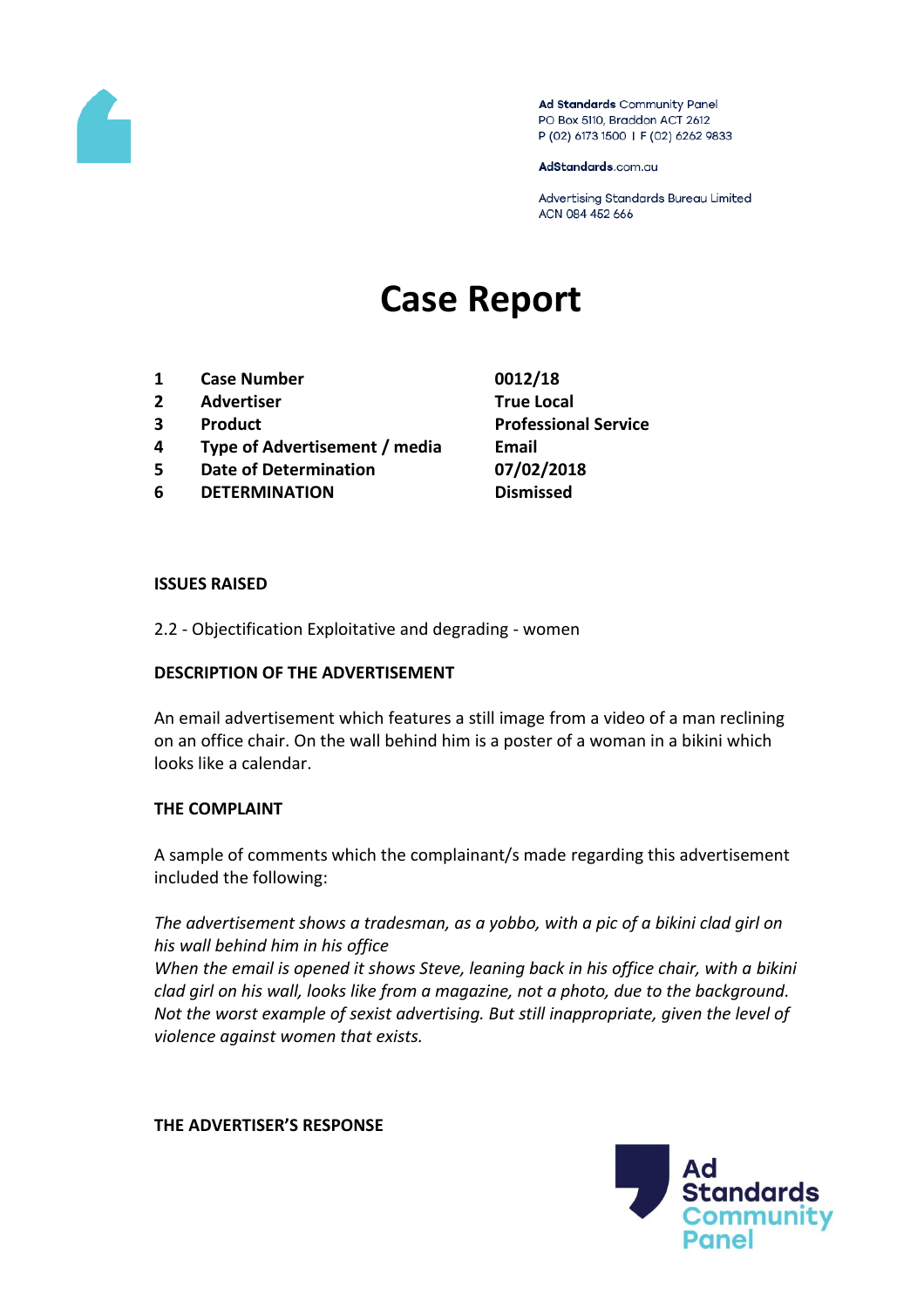Ad Standards Community Panel
PO Box 5110, Braddon ACT 2612
P (02) 6173 1500 | F (02) 6262 9833

AdStandards.com.au

Advertising Standards Bureau Limited
ACN 084 452 666

# Case Report

| | | |
|---|---|---|
| 1 | **Case Number** | **0012/18** |
| 2 | **Advertiser** | **True Local** |
| 3 | **Product** | **Professional Service** |
| 4 | **Type of Advertisement / media** | **Email** |
| 5 | **Date of Determination** | **07/02/2018** |
| 6 | **DETERMINATION** | **Dismissed** |

**ISSUES RAISED**

2.2 - Objectification Exploitative and degrading - women

**DESCRIPTION OF THE ADVERTISEMENT**

An email advertisement which features a still image from a video of a man reclining on an office chair. On the wall behind him is a poster of a woman in a bikini which looks like a calendar.

**THE COMPLAINT**

A sample of comments which the complainant/s made regarding this advertisement included the following:

*The advertisement shows a tradesman, as a yobbo, with a pic of a bikini clad girl on his wall behind him in his office*
*When the email is opened it shows Steve, leaning back in his office chair, with a bikini clad girl on his wall, looks like from a magazine, not a photo, due to the background. Not the worst example of sexist advertising. But still inappropriate, given the level of violence against women that exists.*

**THE ADVERTISER'S RESPONSE**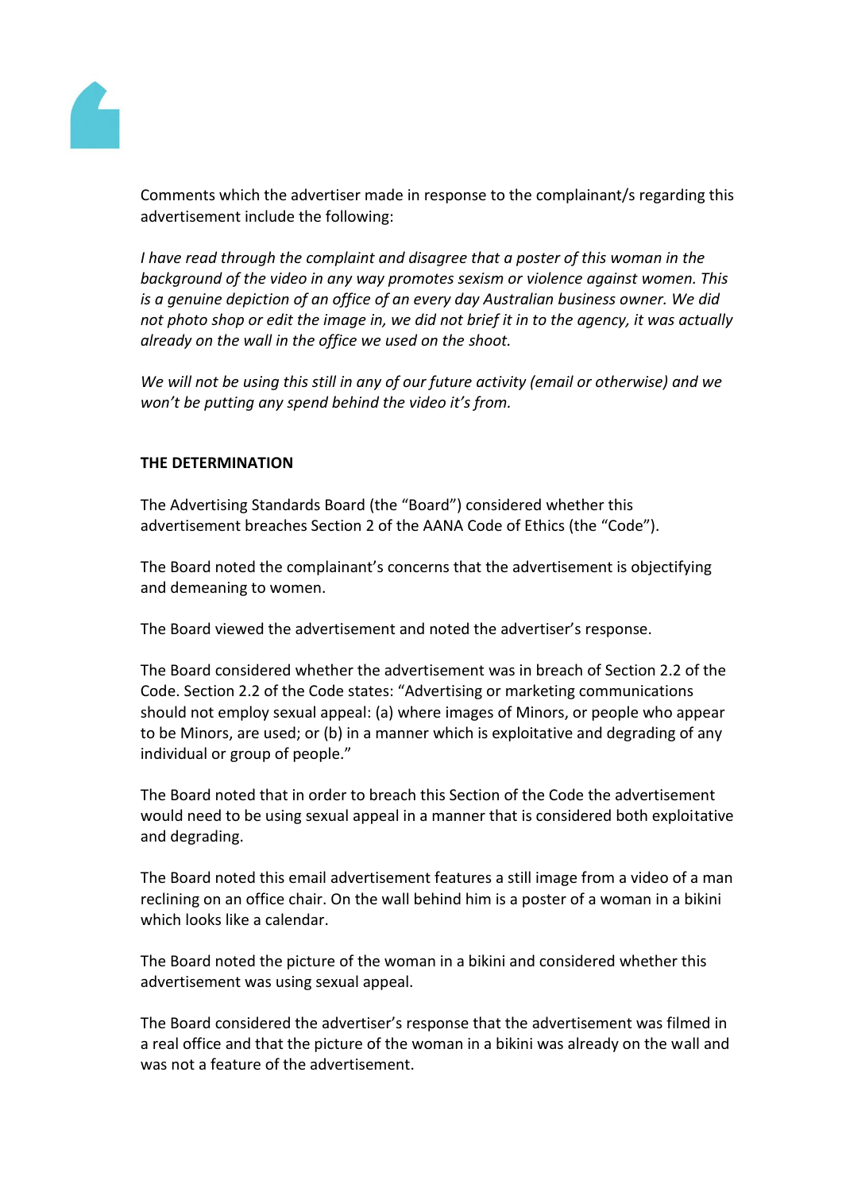Comments which the advertiser made in response to the complainant/s regarding this advertisement include the following:

*I have read through the complaint and disagree that a poster of this woman in the background of the video in any way promotes sexism or violence against women. This is a genuine depiction of an office of an every day Australian business owner. We did not photo shop or edit the image in, we did not brief it in to the agency, it was actually already on the wall in the office we used on the shoot.*

*We will not be using this still in any of our future activity (email or otherwise) and we won't be putting any spend behind the video it's from.*

**THE DETERMINATION**

The Advertising Standards Board (the "Board") considered whether this advertisement breaches Section 2 of the AANA Code of Ethics (the "Code").

The Board noted the complainant's concerns that the advertisement is objectifying and demeaning to women.

The Board viewed the advertisement and noted the advertiser's response.

The Board considered whether the advertisement was in breach of Section 2.2 of the Code. Section 2.2 of the Code states: "Advertising or marketing communications should not employ sexual appeal: (a) where images of Minors, or people who appear to be Minors, are used; or (b) in a manner which is exploitative and degrading of any individual or group of people."

The Board noted that in order to breach this Section of the Code the advertisement would need to be using sexual appeal in a manner that is considered both exploitative and degrading.

The Board noted this email advertisement features a still image from a video of a man reclining on an office chair. On the wall behind him is a poster of a woman in a bikini which looks like a calendar.

The Board noted the picture of the woman in a bikini and considered whether this advertisement was using sexual appeal.

The Board considered the advertiser's response that the advertisement was filmed in a real office and that the picture of the woman in a bikini was already on the wall and was not a feature of the advertisement.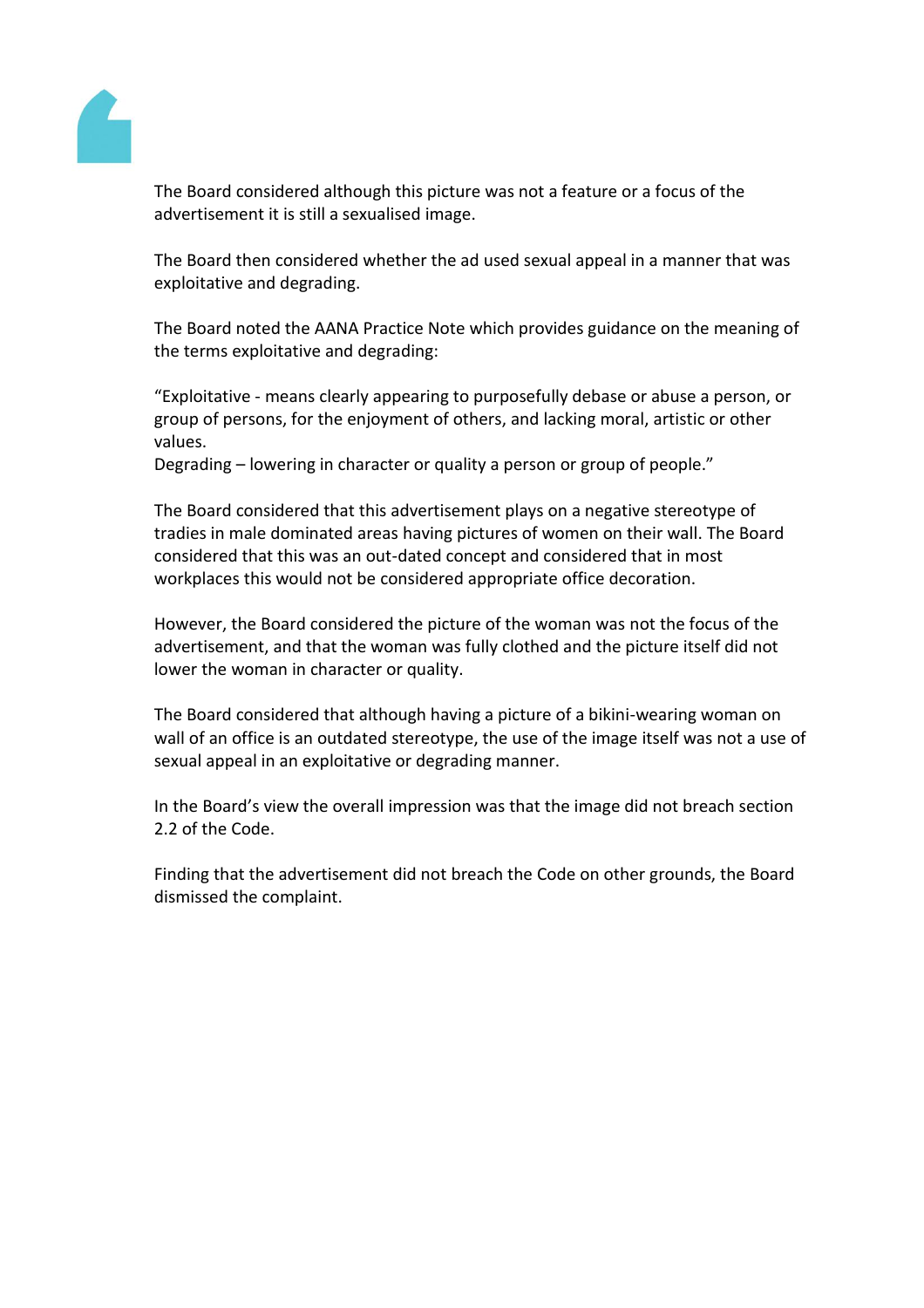The Board considered although this picture was not a feature or a focus of the advertisement it is still a sexualised image.

The Board then considered whether the ad used sexual appeal in a manner that was exploitative and degrading.

The Board noted the AANA Practice Note which provides guidance on the meaning of the terms exploitative and degrading:

"Exploitative - means clearly appearing to purposefully debase or abuse a person, or group of persons, for the enjoyment of others, and lacking moral, artistic or other values.
Degrading – lowering in character or quality a person or group of people."

The Board considered that this advertisement plays on a negative stereotype of tradies in male dominated areas having pictures of women on their wall. The Board considered that this was an out-dated concept and considered that in most workplaces this would not be considered appropriate office decoration.

However, the Board considered the picture of the woman was not the focus of the advertisement, and that the woman was fully clothed and the picture itself did not lower the woman in character or quality.

The Board considered that although having a picture of a bikini-wearing woman on wall of an office is an outdated stereotype, the use of the image itself was not a use of sexual appeal in an exploitative or degrading manner.

In the Board's view the overall impression was that the image did not breach section 2.2 of the Code.

Finding that the advertisement did not breach the Code on other grounds, the Board dismissed the complaint.